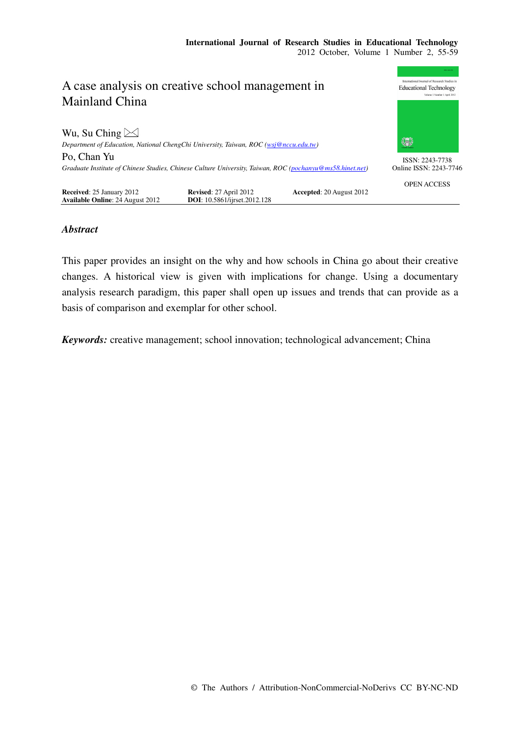# A case analysis on creative school management in Mainland China

Wu, Su Ching ✉

*Department of Education, National ChengChi University, Taiwan, ROC (wsj@nccu.edu.tw)*

Po, Chan Yu

*Graduate Institute of Chinese Studies, Chinese Culture University, Taiwan, ROC (pochanyu@ms58.hinet.net)*

ISSN: 2243-7738
Online ISSN: 2243-7746

OPEN ACCESS

**Received**: 25 January 2012 **Revised**: 27 April 2012 **Accepted**: 20 August 2012
**Available Online**: 24 August 2012 **DOI**: 10.5861/ijrset.2012.128

## *Abstract*

This paper provides an insight on the why and how schools in China go about their creative changes. A historical view is given with implications for change. Using a documentary analysis research paradigm, this paper shall open up issues and trends that can provide as a basis of comparison and exemplar for other school.

***Keywords:*** creative management; school innovation; technological advancement; China

© The Authors / Attribution-NonCommercial-NoDerivs CC BY-NC-ND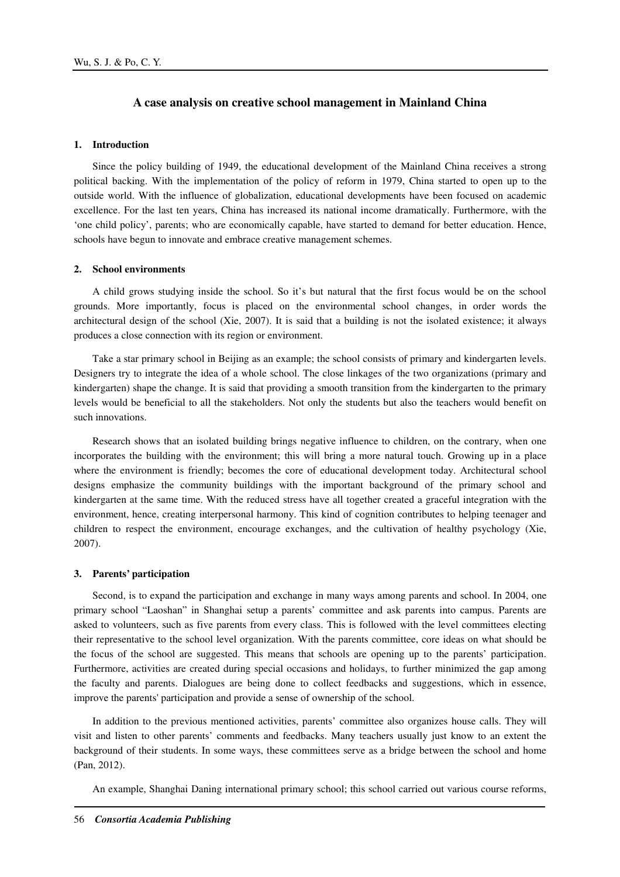## A case analysis on creative school management in Mainland China

### 1. Introduction

Since the policy building of 1949, the educational development of the Mainland China receives a strong political backing. With the implementation of the policy of reform in 1979, China started to open up to the outside world. With the influence of globalization, educational developments have been focused on academic excellence. For the last ten years, China has increased its national income dramatically. Furthermore, with the 'one child policy', parents; who are economically capable, have started to demand for better education. Hence, schools have begun to innovate and embrace creative management schemes.

### 2. School environments

A child grows studying inside the school. So it's but natural that the first focus would be on the school grounds. More importantly, focus is placed on the environmental school changes, in order words the architectural design of the school (Xie, 2007). It is said that a building is not the isolated existence; it always produces a close connection with its region or environment.

Take a star primary school in Beijing as an example; the school consists of primary and kindergarten levels. Designers try to integrate the idea of a whole school. The close linkages of the two organizations (primary and kindergarten) shape the change. It is said that providing a smooth transition from the kindergarten to the primary levels would be beneficial to all the stakeholders. Not only the students but also the teachers would benefit on such innovations.

Research shows that an isolated building brings negative influence to children, on the contrary, when one incorporates the building with the environment; this will bring a more natural touch. Growing up in a place where the environment is friendly; becomes the core of educational development today. Architectural school designs emphasize the community buildings with the important background of the primary school and kindergarten at the same time. With the reduced stress have all together created a graceful integration with the environment, hence, creating interpersonal harmony. This kind of cognition contributes to helping teenager and children to respect the environment, encourage exchanges, and the cultivation of healthy psychology (Xie, 2007).

### 3. Parents' participation

Second, is to expand the participation and exchange in many ways among parents and school. In 2004, one primary school "Laoshan" in Shanghai setup a parents' committee and ask parents into campus. Parents are asked to volunteers, such as five parents from every class. This is followed with the level committees electing their representative to the school level organization. With the parents committee, core ideas on what should be the focus of the school are suggested. This means that schools are opening up to the parents' participation. Furthermore, activities are created during special occasions and holidays, to further minimized the gap among the faculty and parents. Dialogues are being done to collect feedbacks and suggestions, which in essence, improve the parents' participation and provide a sense of ownership of the school.

In addition to the previous mentioned activities, parents' committee also organizes house calls. They will visit and listen to other parents' comments and feedbacks. Many teachers usually just know to an extent the background of their students. In some ways, these committees serve as a bridge between the school and home (Pan, 2012).

An example, Shanghai Daning international primary school; this school carried out various course reforms,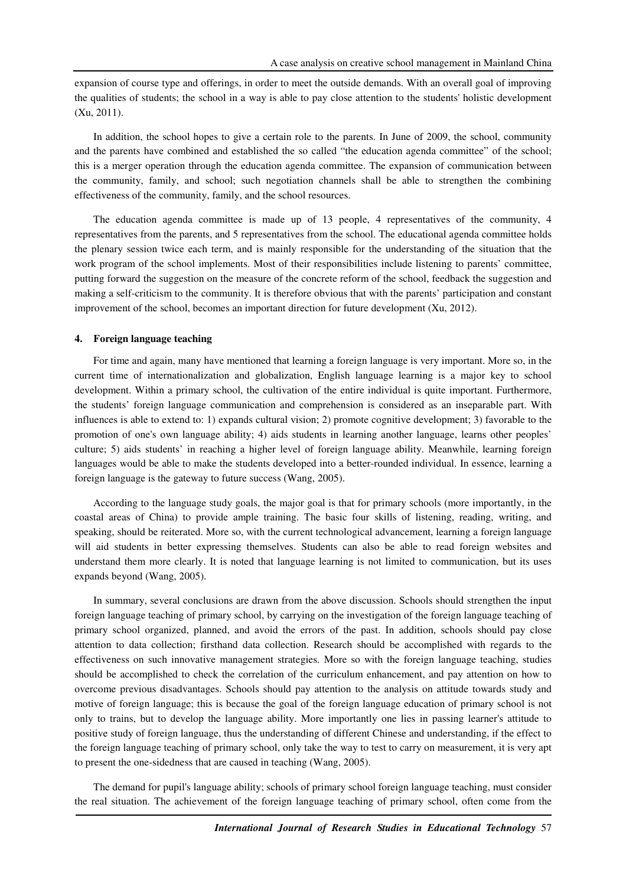expansion of course type and offerings, in order to meet the outside demands. With an overall goal of improving the qualities of students; the school in a way is able to pay close attention to the students' holistic development (Xu, 2011).

In addition, the school hopes to give a certain role to the parents. In June of 2009, the school, community and the parents have combined and established the so called "the education agenda committee" of the school; this is a merger operation through the education agenda committee. The expansion of communication between the community, family, and school; such negotiation channels shall be able to strengthen the combining effectiveness of the community, family, and the school resources.

The education agenda committee is made up of 13 people, 4 representatives of the community, 4 representatives from the parents, and 5 representatives from the school. The educational agenda committee holds the plenary session twice each term, and is mainly responsible for the understanding of the situation that the work program of the school implements. Most of their responsibilities include listening to parents' committee, putting forward the suggestion on the measure of the concrete reform of the school, feedback the suggestion and making a self-criticism to the community. It is therefore obvious that with the parents' participation and constant improvement of the school, becomes an important direction for future development (Xu, 2012).

### 4. Foreign language teaching

For time and again, many have mentioned that learning a foreign language is very important. More so, in the current time of internationalization and globalization, English language learning is a major key to school development. Within a primary school, the cultivation of the entire individual is quite important. Furthermore, the students' foreign language communication and comprehension is considered as an inseparable part. With influences is able to extend to: 1) expands cultural vision; 2) promote cognitive development; 3) favorable to the promotion of one's own language ability; 4) aids students in learning another language, learns other peoples' culture; 5) aids students' in reaching a higher level of foreign language ability. Meanwhile, learning foreign languages would be able to make the students developed into a better-rounded individual. In essence, learning a foreign language is the gateway to future success (Wang, 2005).

According to the language study goals, the major goal is that for primary schools (more importantly, in the coastal areas of China) to provide ample training. The basic four skills of listening, reading, writing, and speaking, should be reiterated. More so, with the current technological advancement, learning a foreign language will aid students in better expressing themselves. Students can also be able to read foreign websites and understand them more clearly. It is noted that language learning is not limited to communication, but its uses expands beyond (Wang, 2005).

In summary, several conclusions are drawn from the above discussion. Schools should strengthen the input foreign language teaching of primary school, by carrying on the investigation of the foreign language teaching of primary school organized, planned, and avoid the errors of the past. In addition, schools should pay close attention to data collection; firsthand data collection. Research should be accomplished with regards to the effectiveness on such innovative management strategies. More so with the foreign language teaching, studies should be accomplished to check the correlation of the curriculum enhancement, and pay attention on how to overcome previous disadvantages. Schools should pay attention to the analysis on attitude towards study and motive of foreign language; this is because the goal of the foreign language education of primary school is not only to trains, but to develop the language ability. More importantly one lies in passing learner's attitude to positive study of foreign language, thus the understanding of different Chinese and understanding, if the effect to the foreign language teaching of primary school, only take the way to test to carry on measurement, it is very apt to present the one-sidedness that are caused in teaching (Wang, 2005).

The demand for pupil's language ability; schools of primary school foreign language teaching, must consider the real situation. The achievement of the foreign language teaching of primary school, often come from the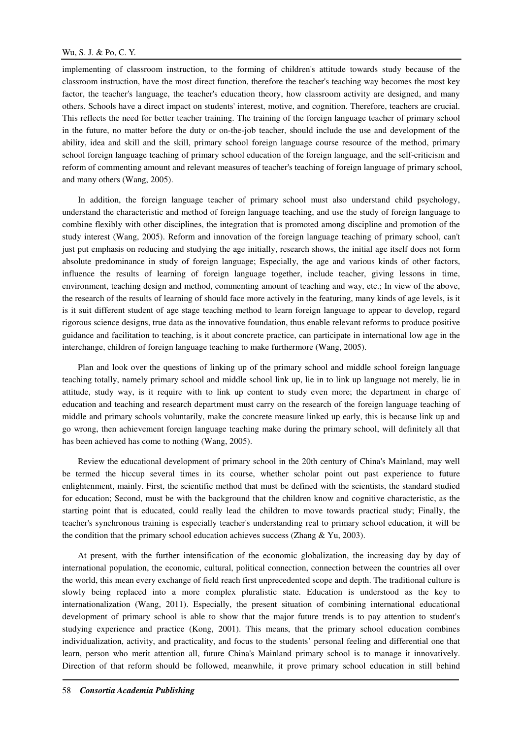implementing of classroom instruction, to the forming of children's attitude towards study because of the classroom instruction, have the most direct function, therefore the teacher's teaching way becomes the most key factor, the teacher's language, the teacher's education theory, how classroom activity are designed, and many others. Schools have a direct impact on students' interest, motive, and cognition. Therefore, teachers are crucial. This reflects the need for better teacher training. The training of the foreign language teacher of primary school in the future, no matter before the duty or on-the-job teacher, should include the use and development of the ability, idea and skill and the skill, primary school foreign language course resource of the method, primary school foreign language teaching of primary school education of the foreign language, and the self-criticism and reform of commenting amount and relevant measures of teacher's teaching of foreign language of primary school, and many others (Wang, 2005).

In addition, the foreign language teacher of primary school must also understand child psychology, understand the characteristic and method of foreign language teaching, and use the study of foreign language to combine flexibly with other disciplines, the integration that is promoted among discipline and promotion of the study interest (Wang, 2005). Reform and innovation of the foreign language teaching of primary school, can't just put emphasis on reducing and studying the age initially, research shows, the initial age itself does not form absolute predominance in study of foreign language; Especially, the age and various kinds of other factors, influence the results of learning of foreign language together, include teacher, giving lessons in time, environment, teaching design and method, commenting amount of teaching and way, etc.; In view of the above, the research of the results of learning of should face more actively in the featuring, many kinds of age levels, is it is it suit different student of age stage teaching method to learn foreign language to appear to develop, regard rigorous science designs, true data as the innovative foundation, thus enable relevant reforms to produce positive guidance and facilitation to teaching, is it about concrete practice, can participate in international low age in the interchange, children of foreign language teaching to make furthermore (Wang, 2005).

Plan and look over the questions of linking up of the primary school and middle school foreign language teaching totally, namely primary school and middle school link up, lie in to link up language not merely, lie in attitude, study way, is it require with to link up content to study even more; the department in charge of education and teaching and research department must carry on the research of the foreign language teaching of middle and primary schools voluntarily, make the concrete measure linked up early, this is because link up and go wrong, then achievement foreign language teaching make during the primary school, will definitely all that has been achieved has come to nothing (Wang, 2005).

Review the educational development of primary school in the 20th century of China's Mainland, may well be termed the hiccup several times in its course, whether scholar point out past experience to future enlightenment, mainly. First, the scientific method that must be defined with the scientists, the standard studied for education; Second, must be with the background that the children know and cognitive characteristic, as the starting point that is educated, could really lead the children to move towards practical study; Finally, the teacher's synchronous training is especially teacher's understanding real to primary school education, it will be the condition that the primary school education achieves success (Zhang & Yu, 2003).

At present, with the further intensification of the economic globalization, the increasing day by day of international population, the economic, cultural, political connection, connection between the countries all over the world, this mean every exchange of field reach first unprecedented scope and depth. The traditional culture is slowly being replaced into a more complex pluralistic state. Education is understood as the key to internationalization (Wang, 2011). Especially, the present situation of combining international educational development of primary school is able to show that the major future trends is to pay attention to student's studying experience and practice (Kong, 2001). This means, that the primary school education combines individualization, activity, and practicality, and focus to the students' personal feeling and differential one that learn, person who merit attention all, future China's Mainland primary school is to manage it innovatively. Direction of that reform should be followed, meanwhile, it prove primary school education in still behind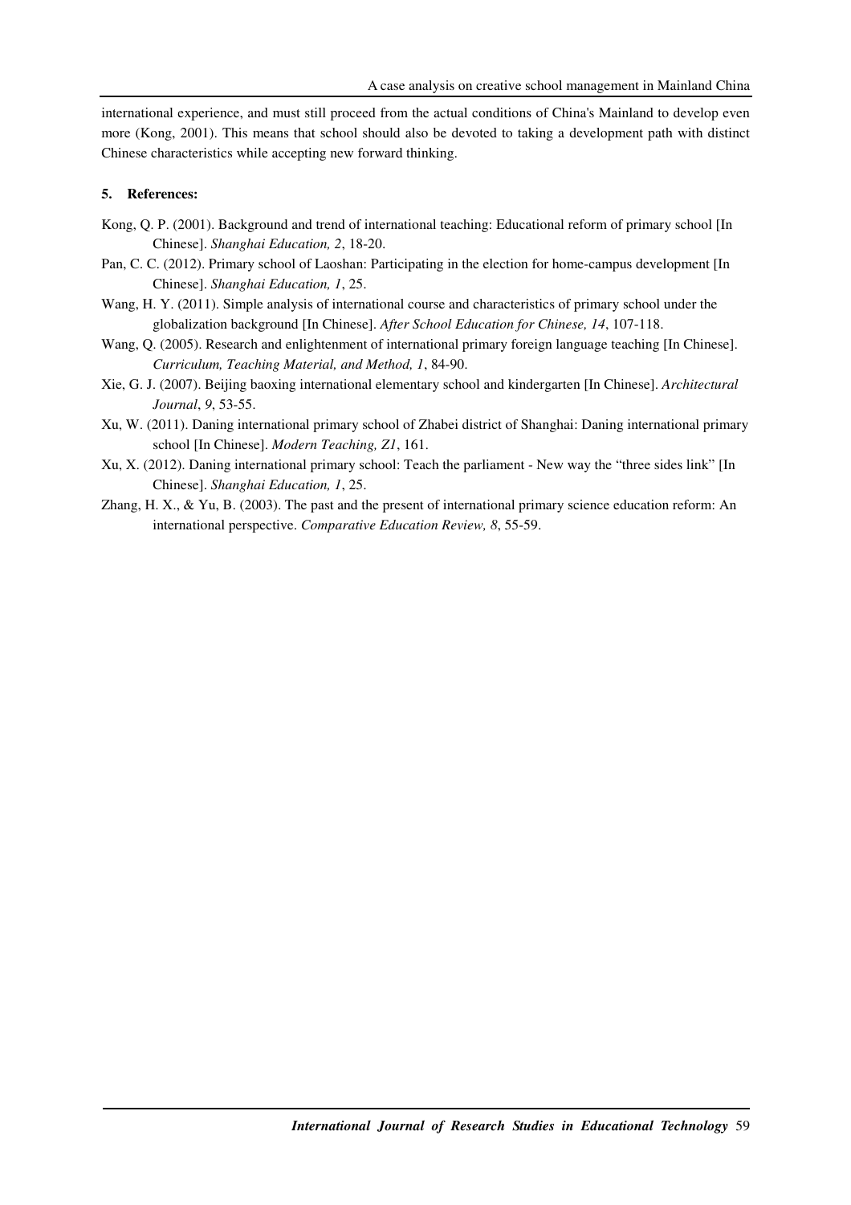international experience, and must still proceed from the actual conditions of China's Mainland to develop even more (Kong, 2001). This means that school should also be devoted to taking a development path with distinct Chinese characteristics while accepting new forward thinking.

## 5. References:

Kong, Q. P. (2001). Background and trend of international teaching: Educational reform of primary school [In Chinese]. *Shanghai Education, 2*, 18-20.

Pan, C. C. (2012). Primary school of Laoshan: Participating in the election for home-campus development [In Chinese]. *Shanghai Education, 1*, 25.

Wang, H. Y. (2011). Simple analysis of international course and characteristics of primary school under the globalization background [In Chinese]. *After School Education for Chinese, 14*, 107-118.

Wang, Q. (2005). Research and enlightenment of international primary foreign language teaching [In Chinese]. *Curriculum, Teaching Material, and Method, 1*, 84-90.

Xie, G. J. (2007). Beijing baoxing international elementary school and kindergarten [In Chinese]. *Architectural Journal*, *9*, 53-55.

Xu, W. (2011). Daning international primary school of Zhabei district of Shanghai: Daning international primary school [In Chinese]. *Modern Teaching, Z1*, 161.

Xu, X. (2012). Daning international primary school: Teach the parliament - New way the "three sides link" [In Chinese]. *Shanghai Education, 1*, 25.

Zhang, H. X., & Yu, B. (2003). The past and the present of international primary science education reform: An international perspective. *Comparative Education Review, 8*, 55-59.